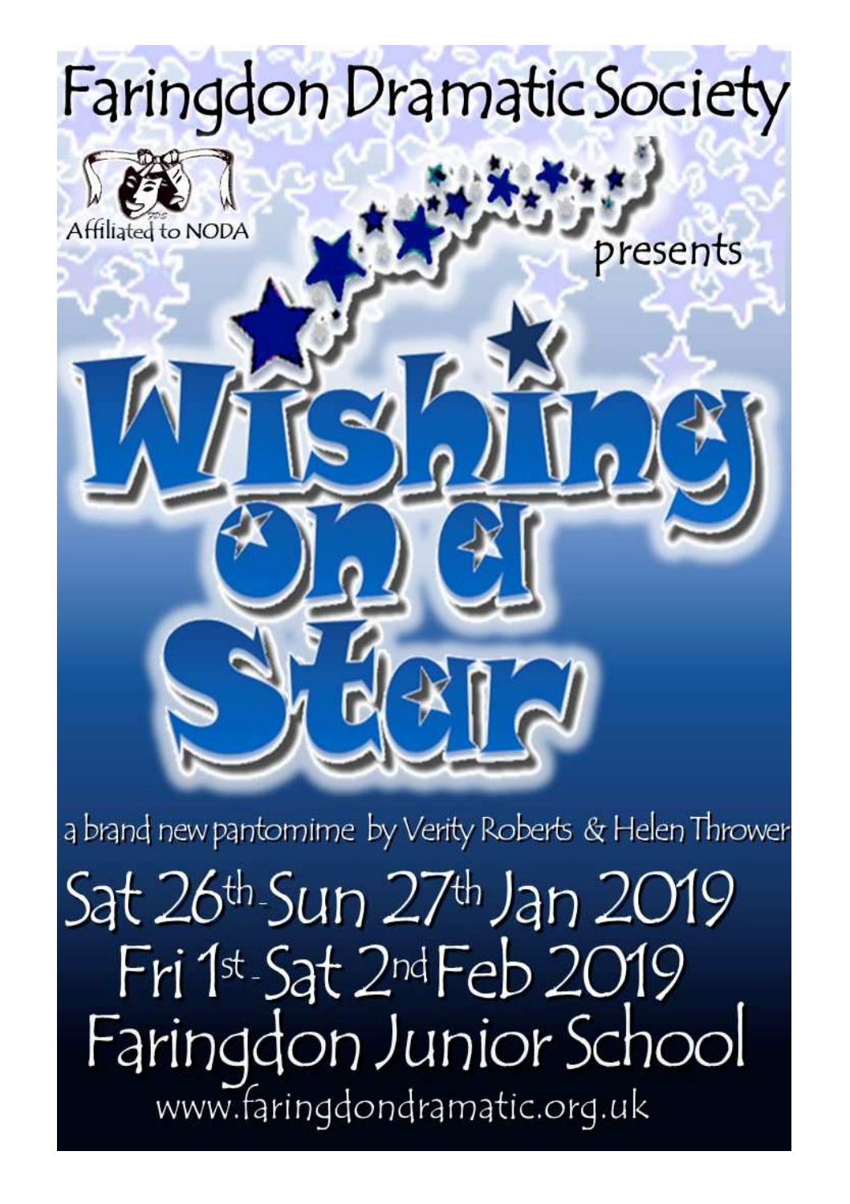# Faringdon Dramatic Society

Affiliated to NODA

presents

# Wishing on a Star

a brand new pantomime by Verity Roberts & Helen Thrower

## Sat 26th-Sun 27th Jan 2019
## Fri 1st-Sat 2nd Feb 2019
## Faringdon Junior School

www.faringdondramatic.org.uk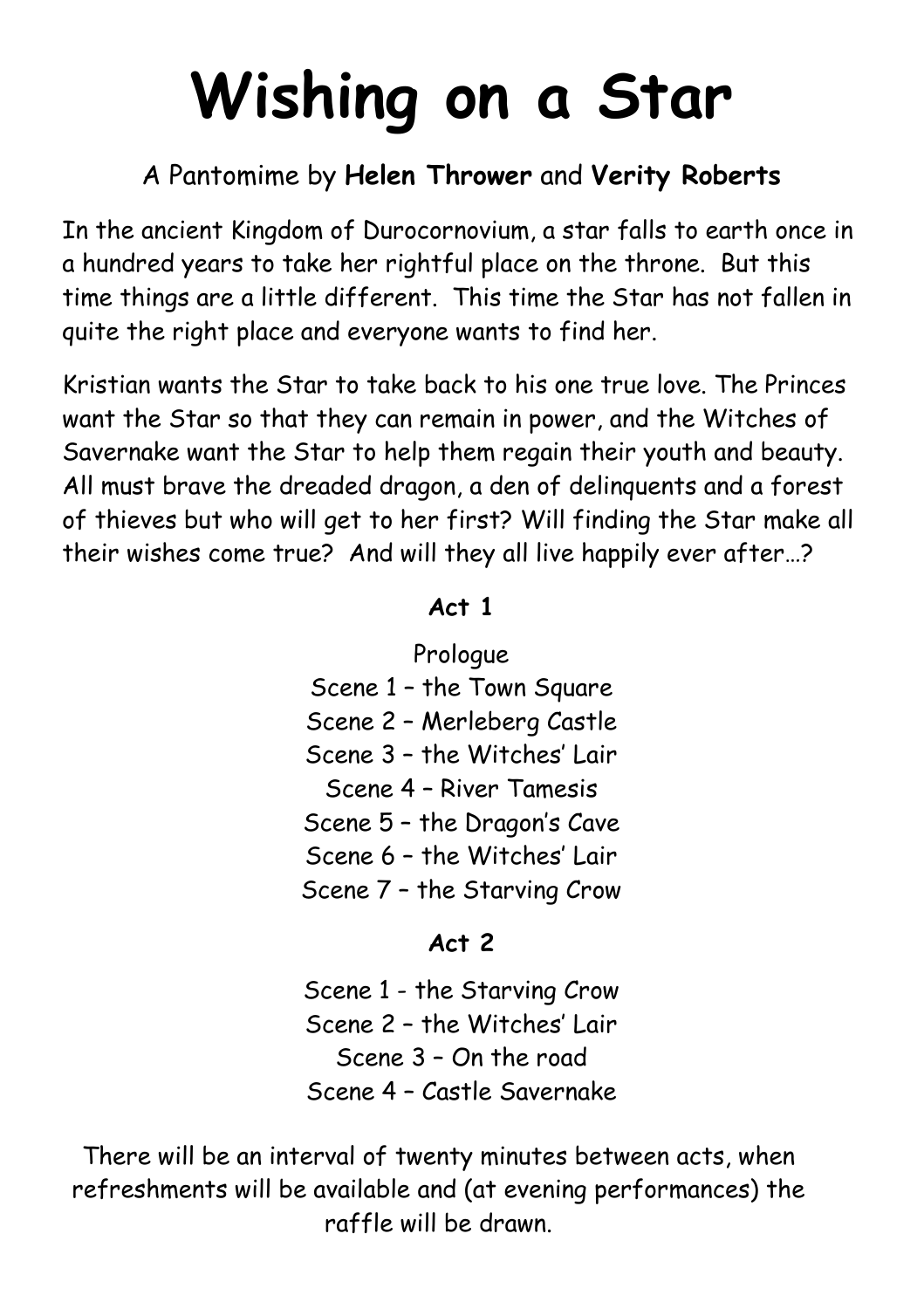# Wishing on a Star

A Pantomime by **Helen Thrower** and **Verity Roberts**

In the ancient Kingdom of Durocornovium, a star falls to earth once in a hundred years to take her rightful place on the throne. But this time things are a little different. This time the Star has not fallen in quite the right place and everyone wants to find her.

Kristian wants the Star to take back to his one true love. The Princes want the Star so that they can remain in power, and the Witches of Savernake want the Star to help them regain their youth and beauty. All must brave the dreaded dragon, a den of delinquents and a forest of thieves but who will get to her first? Will finding the Star make all their wishes come true? And will they all live happily ever after…?

**Act 1**

Prologue
Scene 1 – the Town Square
Scene 2 – Merleberg Castle
Scene 3 – the Witches' Lair
Scene 4 – River Tamesis
Scene 5 – the Dragon's Cave
Scene 6 – the Witches' Lair
Scene 7 – the Starving Crow

**Act 2**

Scene 1 - the Starving Crow
Scene 2 – the Witches' Lair
Scene 3 – On the road
Scene 4 – Castle Savernake

There will be an interval of twenty minutes between acts, when refreshments will be available and (at evening performances) the raffle will be drawn.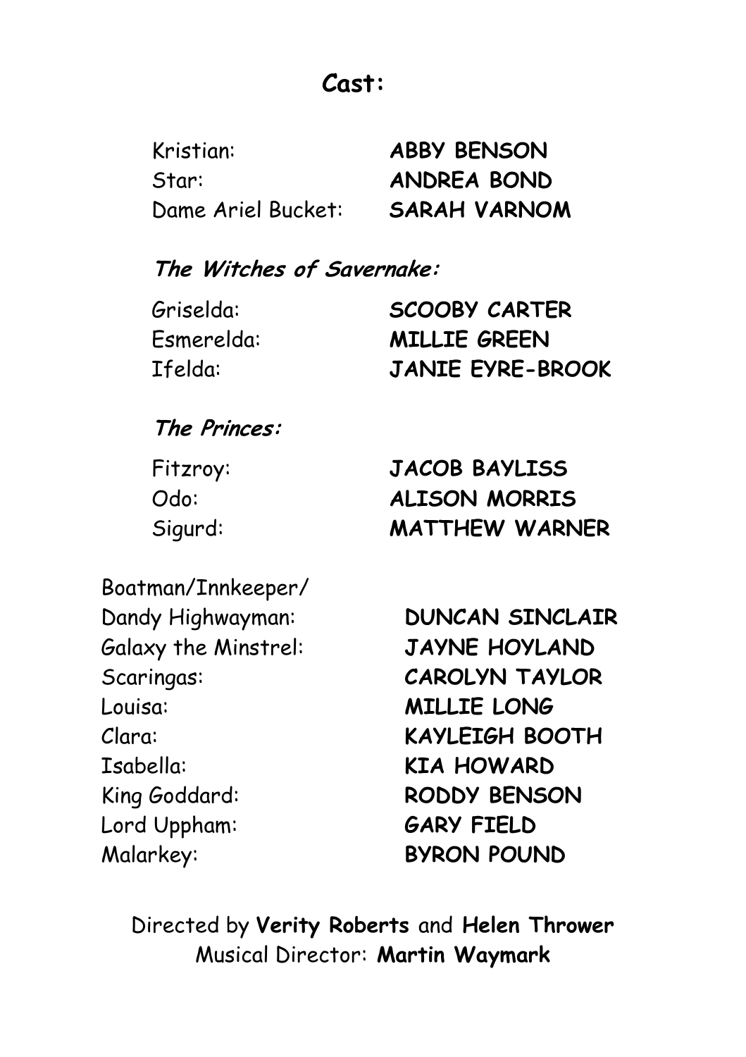# Cast:

| | |
|---|---|
| Kristian: | **ABBY BENSON** |
| Star: | **ANDREA BOND** |
| Dame Ariel Bucket: | **SARAH VARNOM** |

***The Witches of Savernake:***

| | |
|---|---|
| Griselda: | **SCOOBY CARTER** |
| Esmerelda: | **MILLIE GREEN** |
| Ifelda: | **JANIE EYRE-BROOK** |

***The Princes:***

| | |
|---|---|
| Fitzroy: | **JACOB BAYLISS** |
| Odo: | **ALISON MORRIS** |
| Sigurd: | **MATTHEW WARNER** |

| | |
|---|---|
| Boatman/Innkeeper/ Dandy Highwayman: | **DUNCAN SINCLAIR** |
| Galaxy the Minstrel: | **JAYNE HOYLAND** |
| Scaringas: | **CAROLYN TAYLOR** |
| Louisa: | **MILLIE LONG** |
| Clara: | **KAYLEIGH BOOTH** |
| Isabella: | **KIA HOWARD** |
| King Goddard: | **RODDY BENSON** |
| Lord Uppham: | **GARY FIELD** |
| Malarkey: | **BYRON POUND** |

Directed by **Verity Roberts** and **Helen Thrower**
Musical Director: **Martin Waymark**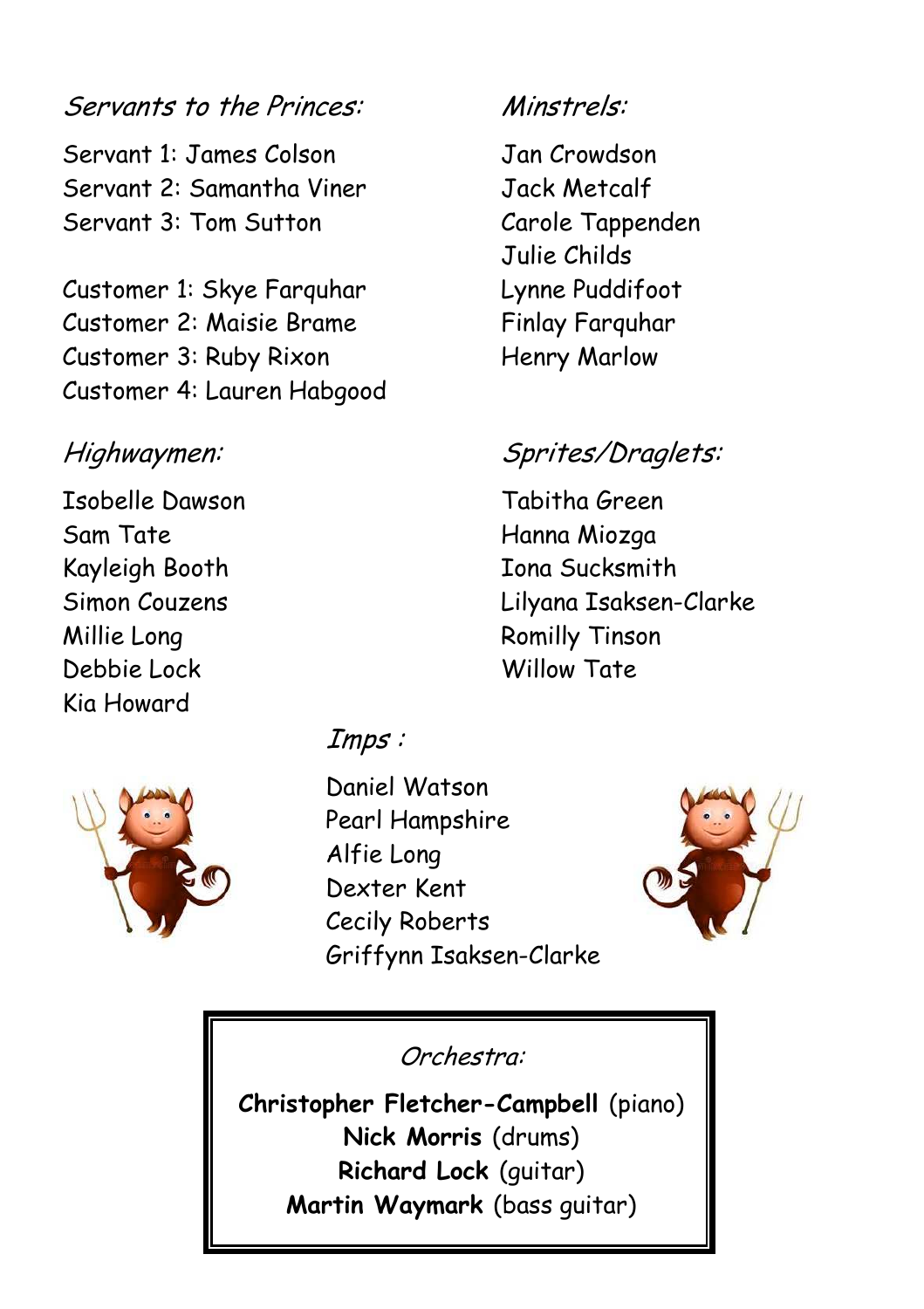### *Servants to the Princes:*

Servant 1: James Colson
Servant 2: Samantha Viner
Servant 3: Tom Sutton

Customer 1: Skye Farquhar
Customer 2: Maisie Brame
Customer 3: Ruby Rixon
Customer 4: Lauren Habgood

### *Highwaymen:*

Isobelle Dawson
Sam Tate
Kayleigh Booth
Simon Couzens
Millie Long
Debbie Lock
Kia Howard

### *Minstrels:*

Jan Crowdson
Jack Metcalf
Carole Tappenden
Julie Childs
Lynne Puddifoot
Finlay Farquhar
Henry Marlow

### *Sprites/Draglets:*

Tabitha Green
Hanna Miozga
Iona Sucksmith
Lilyana Isaksen-Clarke
Romilly Tinson
Willow Tate

### *Imps :*

Daniel Watson
Pearl Hampshire
Alfie Long
Dexter Kent
Cecily Roberts
Griffynn Isaksen-Clarke

### *Orchestra:*

**Christopher Fletcher-Campbell** (piano)
**Nick Morris** (drums)
**Richard Lock** (guitar)
**Martin Waymark** (bass guitar)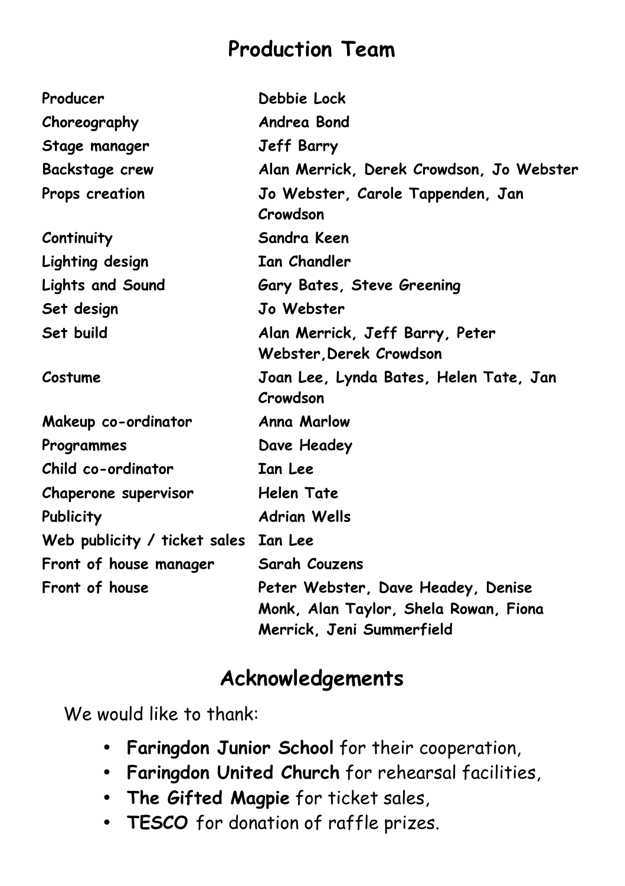# Production Team

| | |
|---|---|
| **Producer** | **Debbie Lock** |
| **Choreography** | **Andrea Bond** |
| **Stage manager** | **Jeff Barry** |
| **Backstage crew** | **Alan Merrick, Derek Crowdson, Jo Webster** |
| **Props creation** | **Jo Webster, Carole Tappenden, Jan Crowdson** |
| **Continuity** | **Sandra Keen** |
| **Lighting design** | **Ian Chandler** |
| **Lights and Sound** | **Gary Bates, Steve Greening** |
| **Set design** | **Jo Webster** |
| **Set build** | **Alan Merrick, Jeff Barry, Peter Webster,Derek Crowdson** |
| **Costume** | **Joan Lee, Lynda Bates, Helen Tate, Jan Crowdson** |
| **Makeup co-ordinator** | **Anna Marlow** |
| **Programmes** | **Dave Headey** |
| **Child co-ordinator** | **Ian Lee** |
| **Chaperone supervisor** | **Helen Tate** |
| **Publicity** | **Adrian Wells** |
| **Web publicity / ticket sales** | **Ian Lee** |
| **Front of house manager** | **Sarah Couzens** |
| **Front of house** | **Peter Webster, Dave Headey, Denise Monk, Alan Taylor, Shela Rowan, Fiona Merrick, Jeni Summerfield** |

## Acknowledgements

We would like to thank:

- **Faringdon Junior School** for their cooperation,
- **Faringdon United Church** for rehearsal facilities,
- **The Gifted Magpie** for ticket sales,
- **TESCO** for donation of raffle prizes.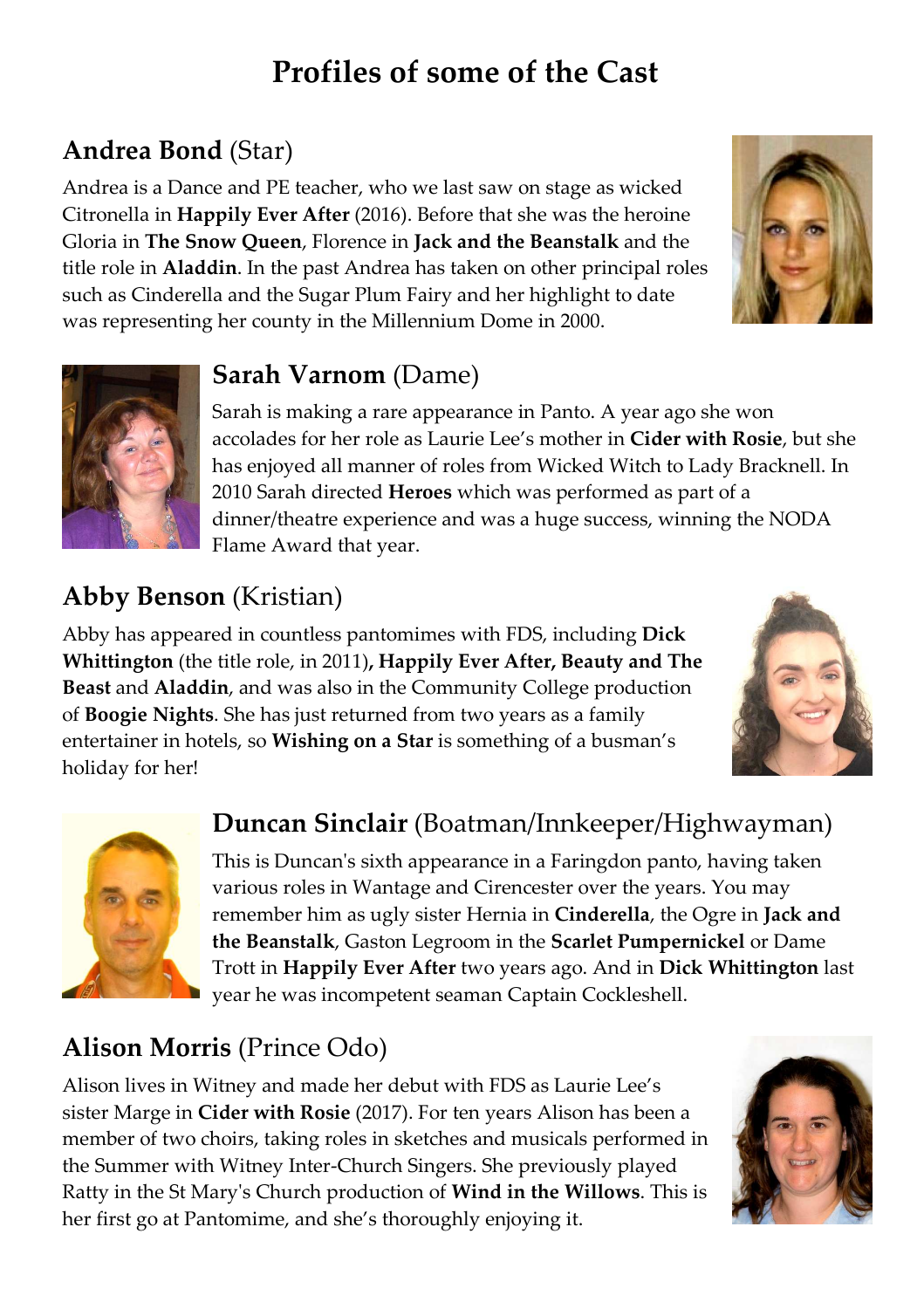# Profiles of some of the Cast

## **Andrea Bond** (Star)

Andrea is a Dance and PE teacher, who we last saw on stage as wicked Citronella in **Happily Ever After** (2016). Before that she was the heroine Gloria in **The Snow Queen**, Florence in **Jack and the Beanstalk** and the title role in **Aladdin**. In the past Andrea has taken on other principal roles such as Cinderella and the Sugar Plum Fairy and her highlight to date was representing her county in the Millennium Dome in 2000.

## **Sarah Varnom** (Dame)

Sarah is making a rare appearance in Panto. A year ago she won accolades for her role as Laurie Lee's mother in **Cider with Rosie**, but she has enjoyed all manner of roles from Wicked Witch to Lady Bracknell. In 2010 Sarah directed **Heroes** which was performed as part of a dinner/theatre experience and was a huge success, winning the NODA Flame Award that year.

## **Abby Benson** (Kristian)

Abby has appeared in countless pantomimes with FDS, including **Dick Whittington** (the title role, in 2011)**, Happily Ever After, Beauty and The Beast** and **Aladdin**, and was also in the Community College production of **Boogie Nights**. She has just returned from two years as a family entertainer in hotels, so **Wishing on a Star** is something of a busman's holiday for her!

## **Duncan Sinclair** (Boatman/Innkeeper/Highwayman)

This is Duncan's sixth appearance in a Faringdon panto, having taken various roles in Wantage and Cirencester over the years. You may remember him as ugly sister Hernia in **Cinderella**, the Ogre in **Jack and the Beanstalk**, Gaston Legroom in the **Scarlet Pumpernickel** or Dame Trott in **Happily Ever After** two years ago. And in **Dick Whittington** last year he was incompetent seaman Captain Cockleshell.

## **Alison Morris** (Prince Odo)

Alison lives in Witney and made her debut with FDS as Laurie Lee's sister Marge in **Cider with Rosie** (2017). For ten years Alison has been a member of two choirs, taking roles in sketches and musicals performed in the Summer with Witney Inter-Church Singers. She previously played Ratty in the St Mary's Church production of **Wind in the Willows**. This is her first go at Pantomime, and she's thoroughly enjoying it.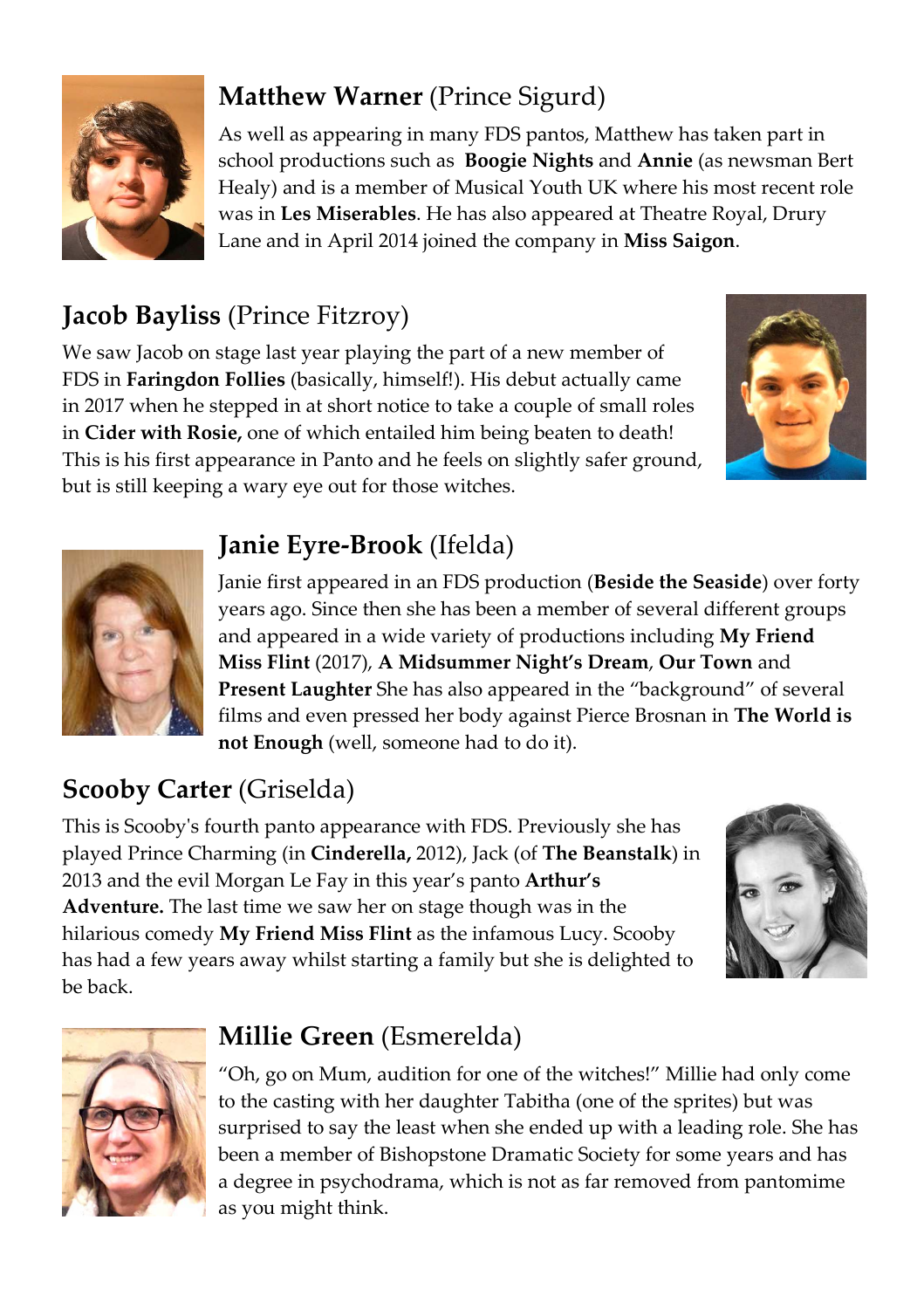## **Matthew Warner** (Prince Sigurd)

As well as appearing in many FDS pantos, Matthew has taken part in school productions such as **Boogie Nights** and **Annie** (as newsman Bert Healy) and is a member of Musical Youth UK where his most recent role was in **Les Miserables**. He has also appeared at Theatre Royal, Drury Lane and in April 2014 joined the company in **Miss Saigon**.

## **Jacob Bayliss** (Prince Fitzroy)

We saw Jacob on stage last year playing the part of a new member of FDS in **Faringdon Follies** (basically, himself!). His debut actually came in 2017 when he stepped in at short notice to take a couple of small roles in **Cider with Rosie,** one of which entailed him being beaten to death! This is his first appearance in Panto and he feels on slightly safer ground, but is still keeping a wary eye out for those witches.

## **Janie Eyre-Brook** (Ifelda)

Janie first appeared in an FDS production (**Beside the Seaside**) over forty years ago. Since then she has been a member of several different groups and appeared in a wide variety of productions including **My Friend Miss Flint** (2017), **A Midsummer Night's Dream**, **Our Town** and **Present Laughter** She has also appeared in the "background" of several films and even pressed her body against Pierce Brosnan in **The World is not Enough** (well, someone had to do it).

## **Scooby Carter** (Griselda)

This is Scooby's fourth panto appearance with FDS. Previously she has played Prince Charming (in **Cinderella,** 2012), Jack (of **The Beanstalk**) in 2013 and the evil Morgan Le Fay in this year's panto **Arthur's Adventure.** The last time we saw her on stage though was in the hilarious comedy **My Friend Miss Flint** as the infamous Lucy. Scooby has had a few years away whilst starting a family but she is delighted to be back.

## **Millie Green** (Esmerelda)

"Oh, go on Mum, audition for one of the witches!" Millie had only come to the casting with her daughter Tabitha (one of the sprites) but was surprised to say the least when she ended up with a leading role. She has been a member of Bishopstone Dramatic Society for some years and has a degree in psychodrama, which is not as far removed from pantomime as you might think.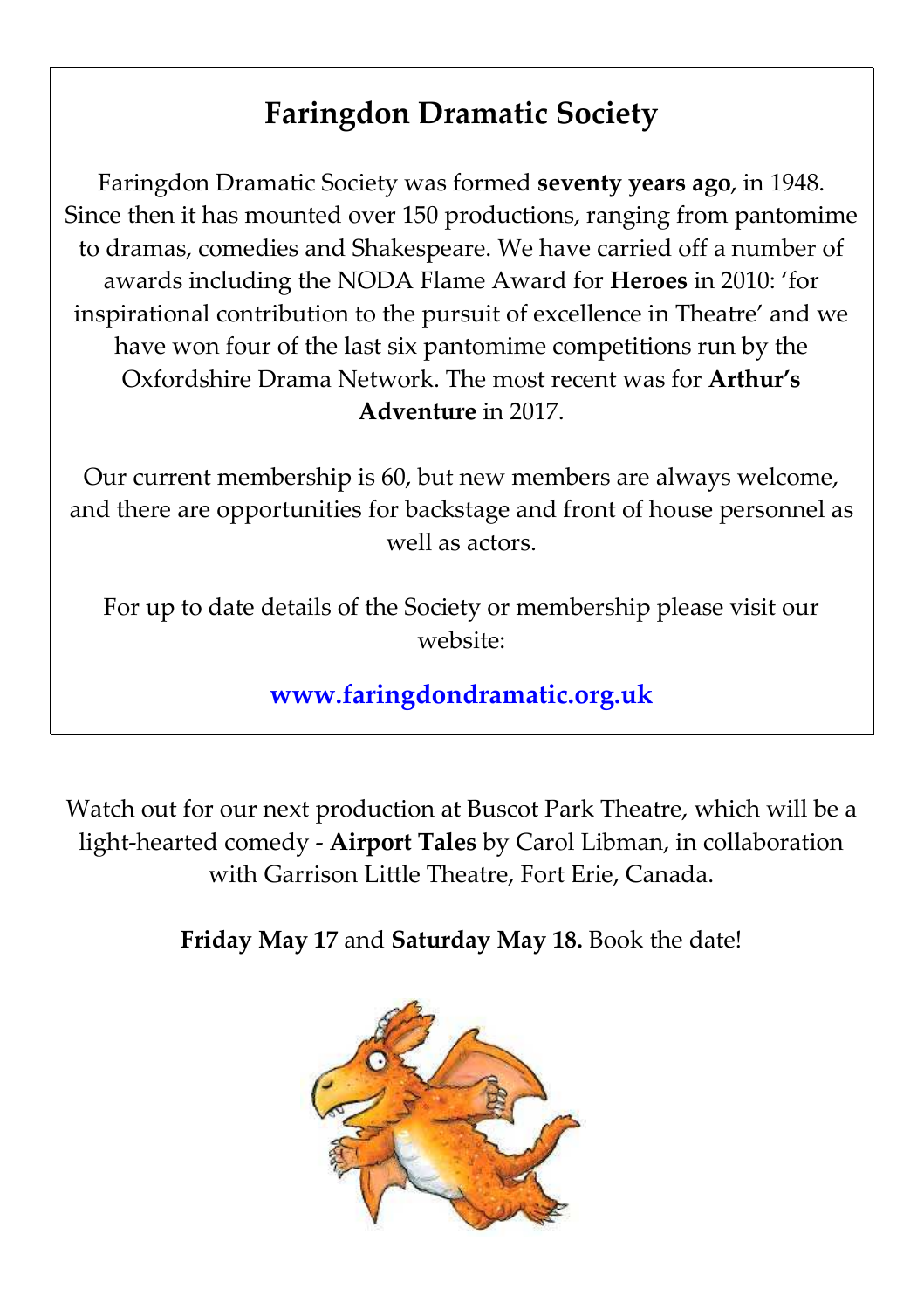# Faringdon Dramatic Society

Faringdon Dramatic Society was formed **seventy years ago**, in 1948. Since then it has mounted over 150 productions, ranging from pantomime to dramas, comedies and Shakespeare. We have carried off a number of awards including the NODA Flame Award for **Heroes** in 2010: 'for inspirational contribution to the pursuit of excellence in Theatre' and we have won four of the last six pantomime competitions run by the Oxfordshire Drama Network. The most recent was for **Arthur's Adventure** in 2017.

Our current membership is 60, but new members are always welcome, and there are opportunities for backstage and front of house personnel as well as actors.

For up to date details of the Society or membership please visit our website:

**www.faringdondramatic.org.uk**

Watch out for our next production at Buscot Park Theatre, which will be a light-hearted comedy - **Airport Tales** by Carol Libman, in collaboration with Garrison Little Theatre, Fort Erie, Canada.

**Friday May 17** and **Saturday May 18.** Book the date!